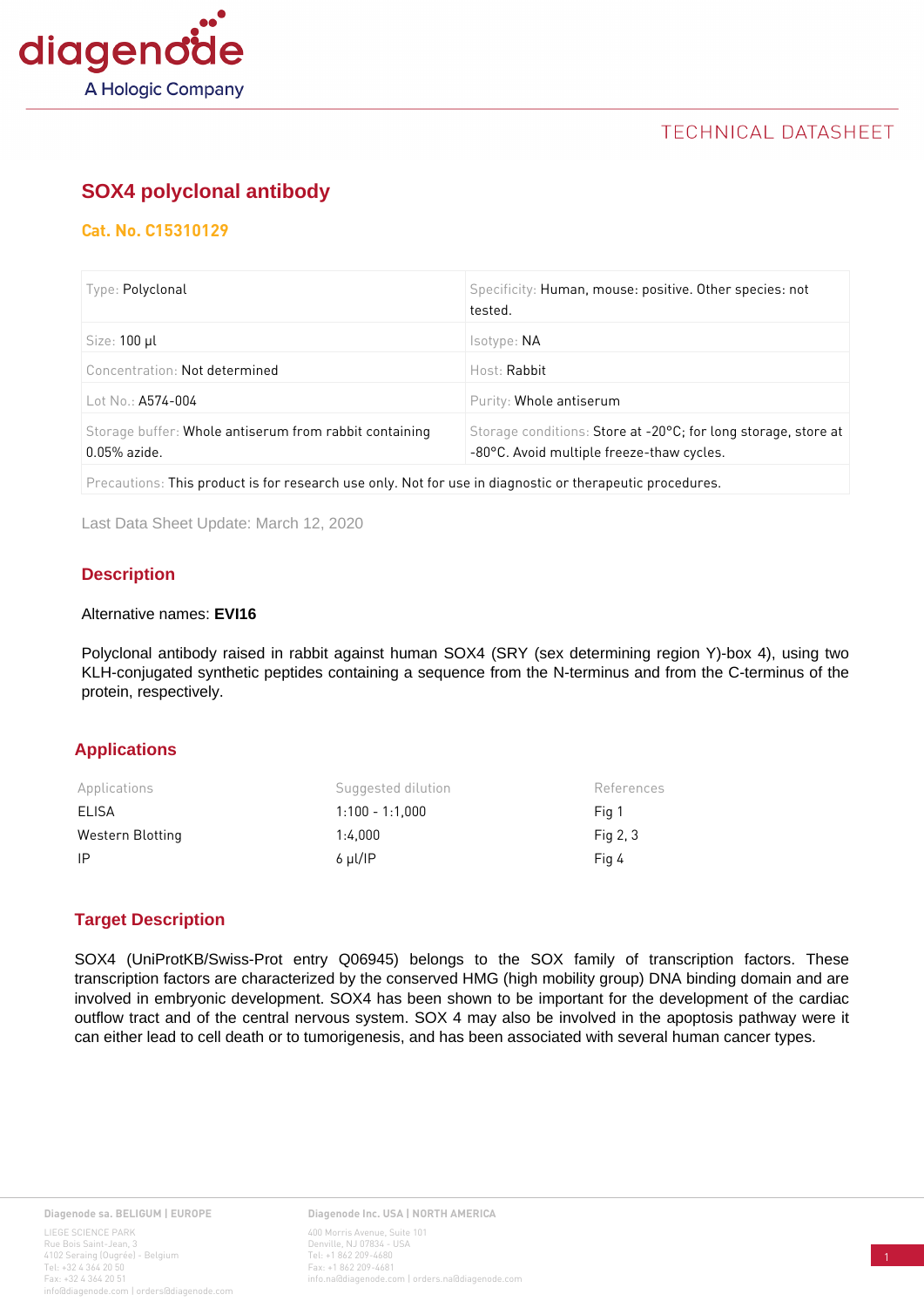# SOX4 polyclonal antibody

**Cat. No. C15310129**

| Type: Polyclonal | Specificity: Human, mouse: positive. Other species: not tested. |
|---|---|
| Size: 100 µl | Isotype: NA |
| Concentration: Not determined | Host: Rabbit |
| Lot No.: A574-004 | Purity: Whole antiserum |
| Storage buffer: Whole antiserum from rabbit containing 0.05% azide. | Storage conditions: Store at -20°C; for long storage, store at -80°C. Avoid multiple freeze-thaw cycles. |
| Precautions: This product is for research use only. Not for use in diagnostic or therapeutic procedures. | |

Last Data Sheet Update: March 12, 2020

## Description

Alternative names: **EVI16**

Polyclonal antibody raised in rabbit against human SOX4 (SRY (sex determining region Y)-box 4), using two KLH-conjugated synthetic peptides containing a sequence from the N-terminus and from the C-terminus of the protein, respectively.

## Applications

| Applications | Suggested dilution | References |
|---|---|---|
| ELISA | 1:100 - 1:1,000 | Fig 1 |
| Western Blotting | 1:4,000 | Fig 2, 3 |
| IP | 6 µl/IP | Fig 4 |

## Target Description

SOX4 (UniProtKB/Swiss-Prot entry Q06945) belongs to the SOX family of transcription factors. These transcription factors are characterized by the conserved HMG (high mobility group) DNA binding domain and are involved in embryonic development. SOX4 has been shown to be important for the development of the cardiac outflow tract and of the central nervous system. SOX 4 may also be involved in the apoptosis pathway were it can either lead to cell death or to tumorigenesis, and has been associated with several human cancer types.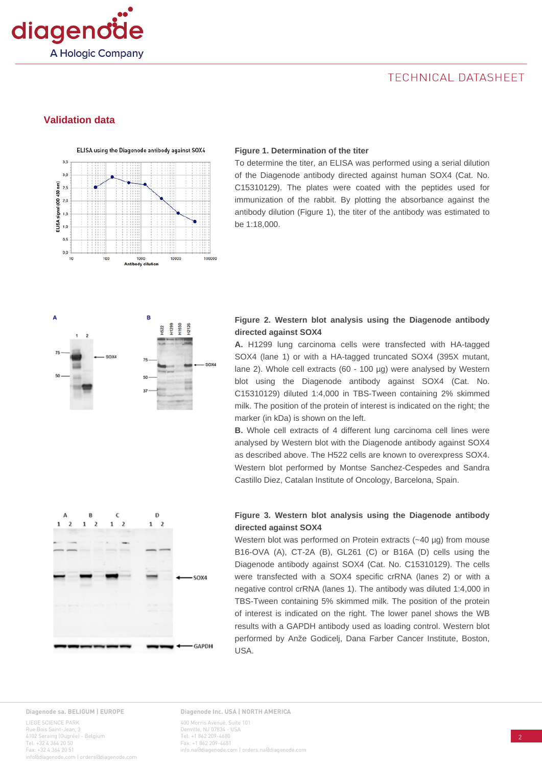## Validation data

**Figure 1. Determination of the titer**

To determine the titer, an ELISA was performed using a serial dilution of the Diagenode antibody directed against human SOX4 (Cat. No. C15310129). The plates were coated with the peptides used for immunization of the rabbit. By plotting the absorbance against the antibody dilution (Figure 1), the titer of the antibody was estimated to be 1:18,000.

**Figure 2. Western blot analysis using the Diagenode antibody directed against SOX4**

**A.** H1299 lung carcinoma cells were transfected with HA-tagged SOX4 (lane 1) or with a HA-tagged truncated SOX4 (395X mutant, lane 2). Whole cell extracts (60 - 100 µg) were analysed by Western blot using the Diagenode antibody against SOX4 (Cat. No. C15310129) diluted 1:4,000 in TBS-Tween containing 2% skimmed milk. The position of the protein of interest is indicated on the right; the marker (in kDa) is shown on the left.

**B.** Whole cell extracts of 4 different lung carcinoma cell lines were analysed by Western blot with the Diagenode antibody against SOX4 as described above. The H522 cells are known to overexpress SOX4. Western blot performed by Montse Sanchez-Cespedes and Sandra Castillo Diez, Catalan Institute of Oncology, Barcelona, Spain.

**Figure 3. Western blot analysis using the Diagenode antibody directed against SOX4**

Western blot was performed on Protein extracts (~40 µg) from mouse B16-OVA (A), CT-2A (B), GL261 (C) or B16A (D) cells using the Diagenode antibody against SOX4 (Cat. No. C15310129). The cells were transfected with a SOX4 specific crRNA (lanes 2) or with a negative control crRNA (lanes 1). The antibody was diluted 1:4,000 in TBS-Tween containing 5% skimmed milk. The position of the protein of interest is indicated on the right. The lower panel shows the WB results with a GAPDH antibody used as loading control. Western blot performed by Anže Godicelj, Dana Farber Cancer Institute, Boston, USA.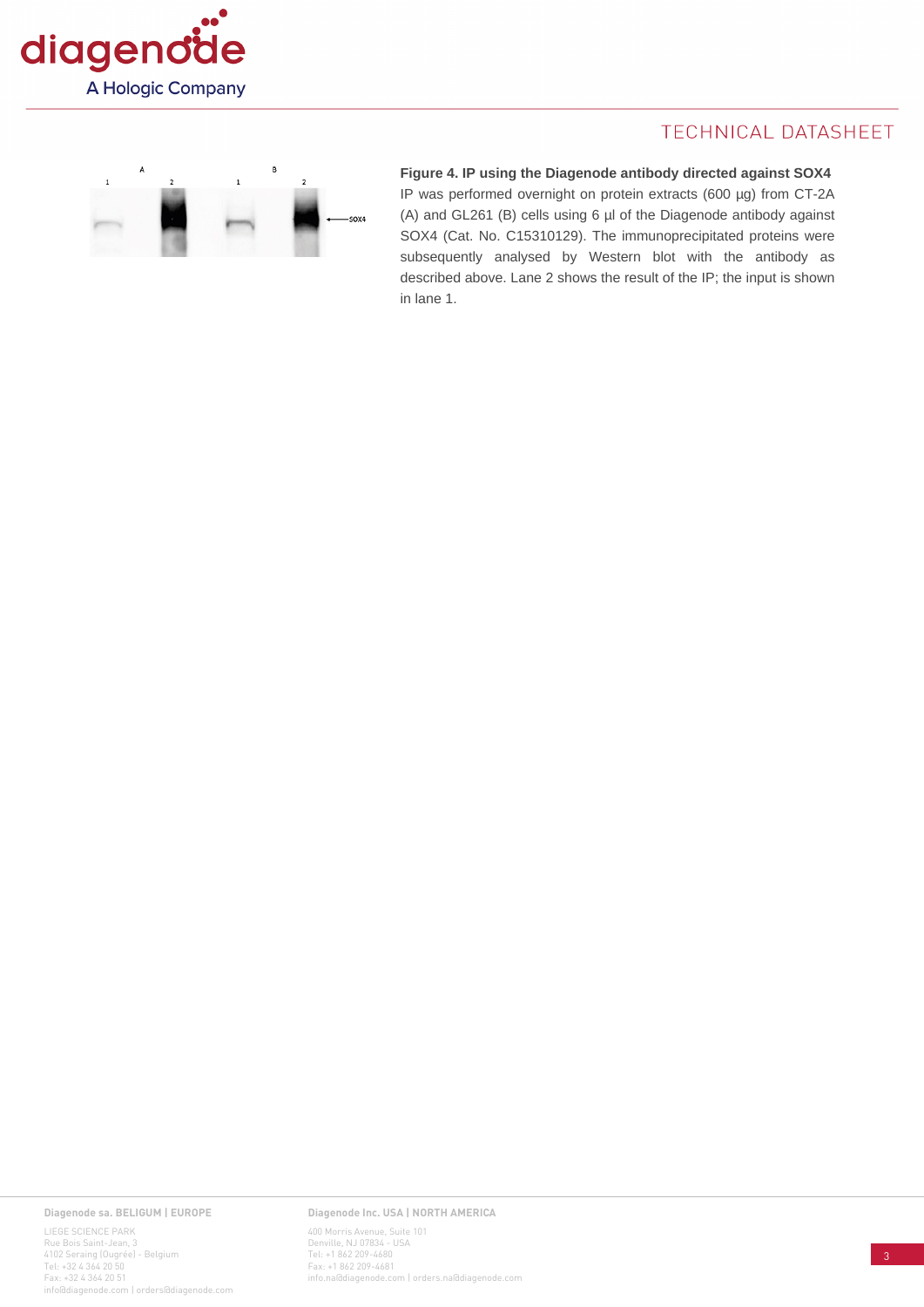A B
1 2 1 2
SOX4

**Figure 4. IP using the Diagenode antibody directed against SOX4**
IP was performed overnight on protein extracts (600 µg) from CT-2A (A) and GL261 (B) cells using 6 µl of the Diagenode antibody against SOX4 (Cat. No. C15310129). The immunoprecipitated proteins were subsequently analysed by Western blot with the antibody as described above. Lane 2 shows the result of the IP; the input is shown in lane 1.